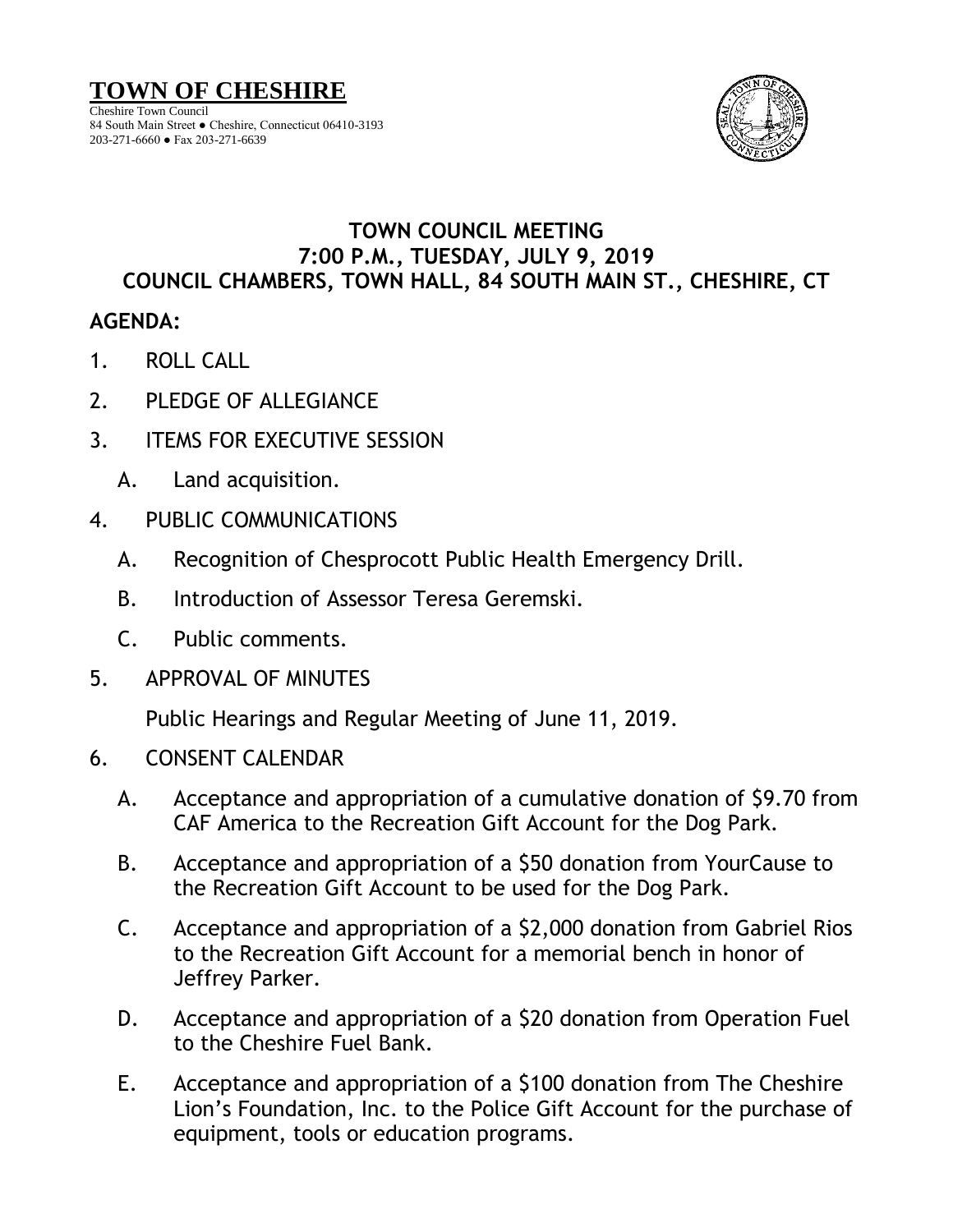# TOWN OF CHESHIRE

Cheshire Town Council
84 South Main Street ● Cheshire, Connecticut 06410-3193
203-271-6660 ● Fax 203-271-6639

## TOWN COUNCIL MEETING
## 7:00 P.M., TUESDAY, JULY 9, 2019
## COUNCIL CHAMBERS, TOWN HALL, 84 SOUTH MAIN ST., CHESHIRE, CT

**AGENDA:**

1. ROLL CALL

2. PLEDGE OF ALLEGIANCE

3. ITEMS FOR EXECUTIVE SESSION

   A. Land acquisition.

4. PUBLIC COMMUNICATIONS

   A. Recognition of Chesprocott Public Health Emergency Drill.

   B. Introduction of Assessor Teresa Geremski.

   C. Public comments.

5. APPROVAL OF MINUTES

   Public Hearings and Regular Meeting of June 11, 2019.

6. CONSENT CALENDAR

   A. Acceptance and appropriation of a cumulative donation of $9.70 from CAF America to the Recreation Gift Account for the Dog Park.

   B. Acceptance and appropriation of a $50 donation from YourCause to the Recreation Gift Account to be used for the Dog Park.

   C. Acceptance and appropriation of a $2,000 donation from Gabriel Rios to the Recreation Gift Account for a memorial bench in honor of Jeffrey Parker.

   D. Acceptance and appropriation of a $20 donation from Operation Fuel to the Cheshire Fuel Bank.

   E. Acceptance and appropriation of a $100 donation from The Cheshire Lion's Foundation, Inc. to the Police Gift Account for the purchase of equipment, tools or education programs.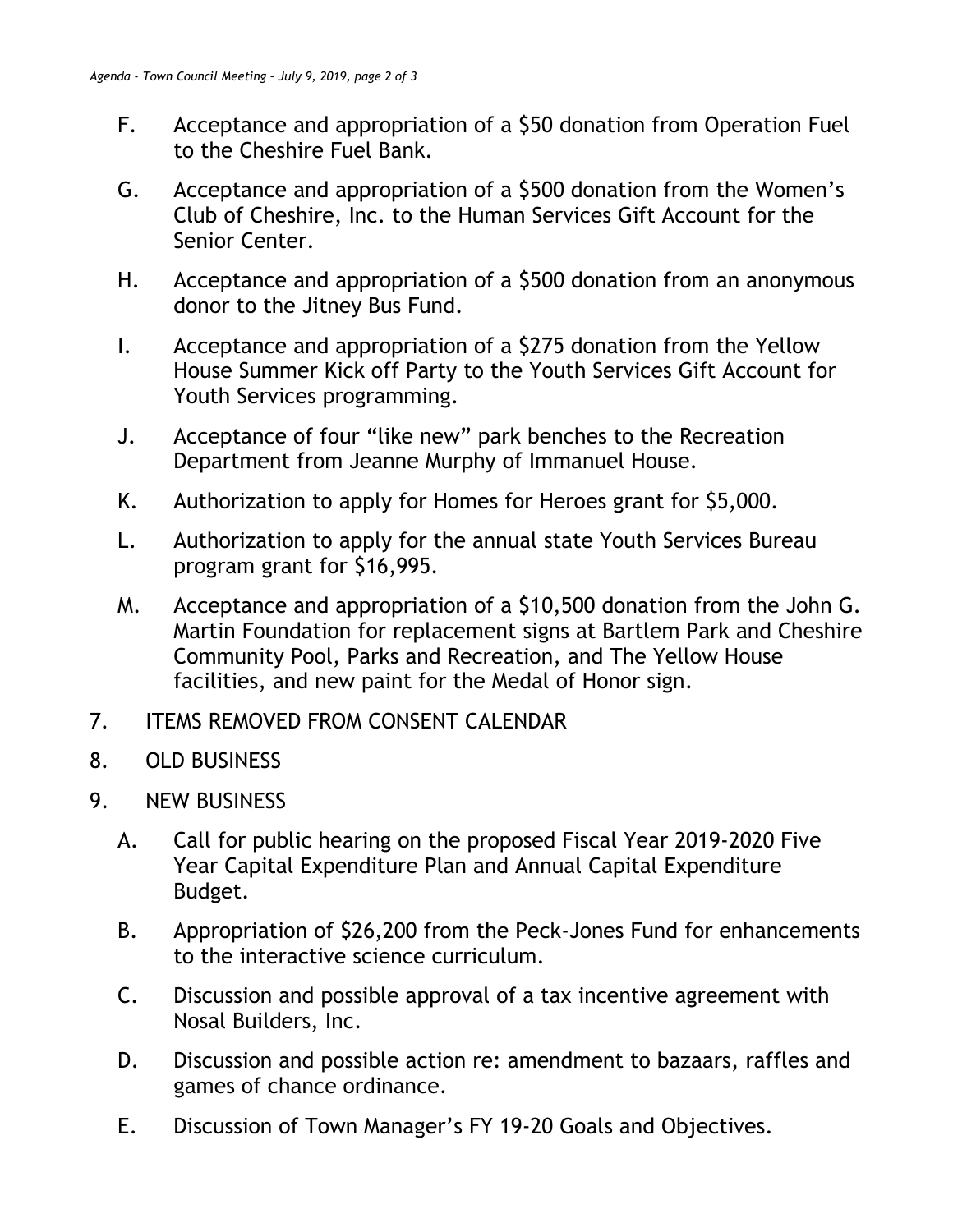F. Acceptance and appropriation of a $50 donation from Operation Fuel to the Cheshire Fuel Bank.

G. Acceptance and appropriation of a $500 donation from the Women's Club of Cheshire, Inc. to the Human Services Gift Account for the Senior Center.

H. Acceptance and appropriation of a $500 donation from an anonymous donor to the Jitney Bus Fund.

I. Acceptance and appropriation of a $275 donation from the Yellow House Summer Kick off Party to the Youth Services Gift Account for Youth Services programming.

J. Acceptance of four "like new" park benches to the Recreation Department from Jeanne Murphy of Immanuel House.

K. Authorization to apply for Homes for Heroes grant for $5,000.

L. Authorization to apply for the annual state Youth Services Bureau program grant for $16,995.

M. Acceptance and appropriation of a $10,500 donation from the John G. Martin Foundation for replacement signs at Bartlem Park and Cheshire Community Pool, Parks and Recreation, and The Yellow House facilities, and new paint for the Medal of Honor sign.

7. ITEMS REMOVED FROM CONSENT CALENDAR

8. OLD BUSINESS

9. NEW BUSINESS

A. Call for public hearing on the proposed Fiscal Year 2019-2020 Five Year Capital Expenditure Plan and Annual Capital Expenditure Budget.

B. Appropriation of $26,200 from the Peck-Jones Fund for enhancements to the interactive science curriculum.

C. Discussion and possible approval of a tax incentive agreement with Nosal Builders, Inc.

D. Discussion and possible action re: amendment to bazaars, raffles and games of chance ordinance.

E. Discussion of Town Manager's FY 19-20 Goals and Objectives.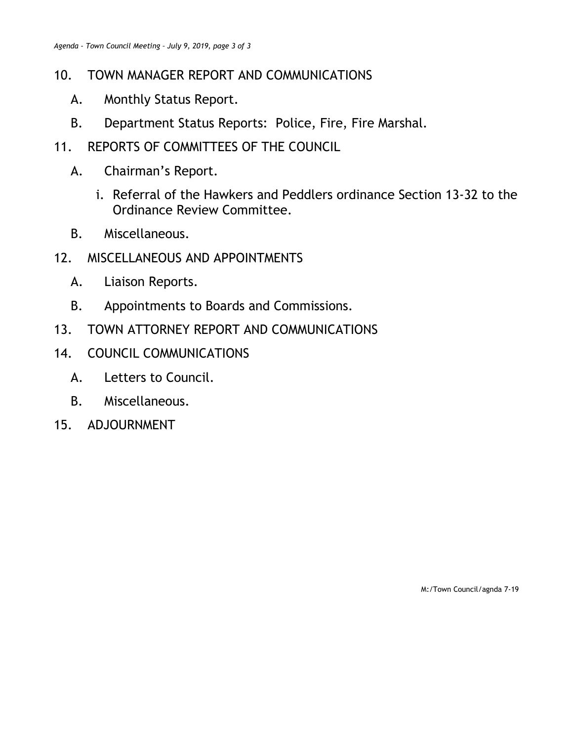10. TOWN MANAGER REPORT AND COMMUNICATIONS

    A. Monthly Status Report.

    B. Department Status Reports: Police, Fire, Fire Marshal.

11. REPORTS OF COMMITTEES OF THE COUNCIL

    A. Chairman's Report.

        i. Referral of the Hawkers and Peddlers ordinance Section 13-32 to the Ordinance Review Committee.

    B. Miscellaneous.

12. MISCELLANEOUS AND APPOINTMENTS

    A. Liaison Reports.

    B. Appointments to Boards and Commissions.

13. TOWN ATTORNEY REPORT AND COMMUNICATIONS

14. COUNCIL COMMUNICATIONS

    A. Letters to Council.

    B. Miscellaneous.

15. ADJOURNMENT

M:/Town Council/agnda 7-19